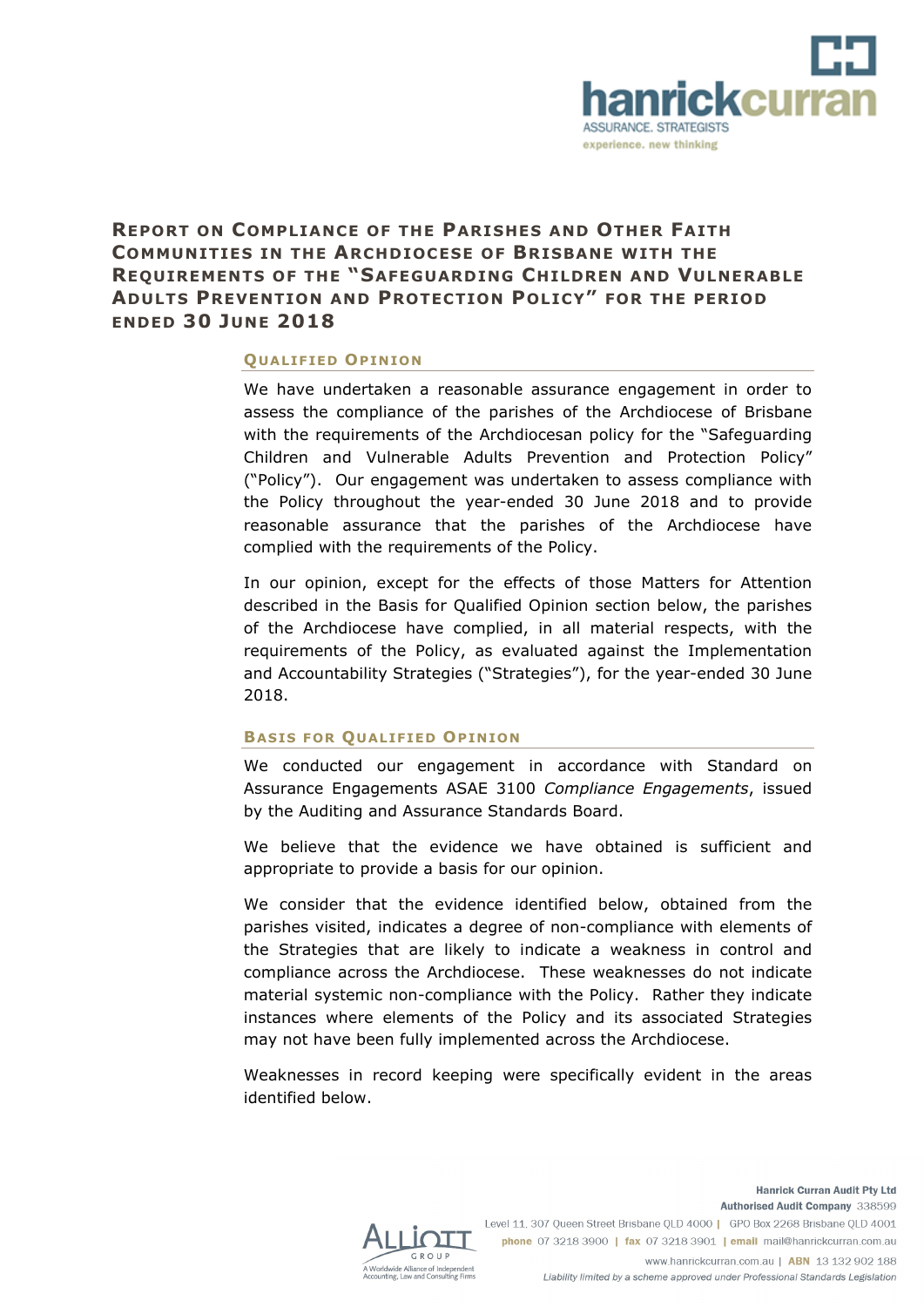# Report on Compliance of the Parishes and Other Faith Communities in the Archdiocese of Brisbane with the Requirements of the "Safeguarding Children and Vulnerable Adults Prevention and Protection Policy" for the period ended 30 June 2018

## Qualified Opinion

We have undertaken a reasonable assurance engagement in order to assess the compliance of the parishes of the Archdiocese of Brisbane with the requirements of the Archdiocesan policy for the "Safeguarding Children and Vulnerable Adults Prevention and Protection Policy" ("Policy"). Our engagement was undertaken to assess compliance with the Policy throughout the year-ended 30 June 2018 and to provide reasonable assurance that the parishes of the Archdiocese have complied with the requirements of the Policy.

In our opinion, except for the effects of those Matters for Attention described in the Basis for Qualified Opinion section below, the parishes of the Archdiocese have complied, in all material respects, with the requirements of the Policy, as evaluated against the Implementation and Accountability Strategies ("Strategies"), for the year-ended 30 June 2018.

## Basis for Qualified Opinion

We conducted our engagement in accordance with Standard on Assurance Engagements ASAE 3100 *Compliance Engagements*, issued by the Auditing and Assurance Standards Board.

We believe that the evidence we have obtained is sufficient and appropriate to provide a basis for our opinion.

We consider that the evidence identified below, obtained from the parishes visited, indicates a degree of non-compliance with elements of the Strategies that are likely to indicate a weakness in control and compliance across the Archdiocese. These weaknesses do not indicate material systemic non-compliance with the Policy. Rather they indicate instances where elements of the Policy and its associated Strategies may not have been fully implemented across the Archdiocese.

Weaknesses in record keeping were specifically evident in the areas identified below.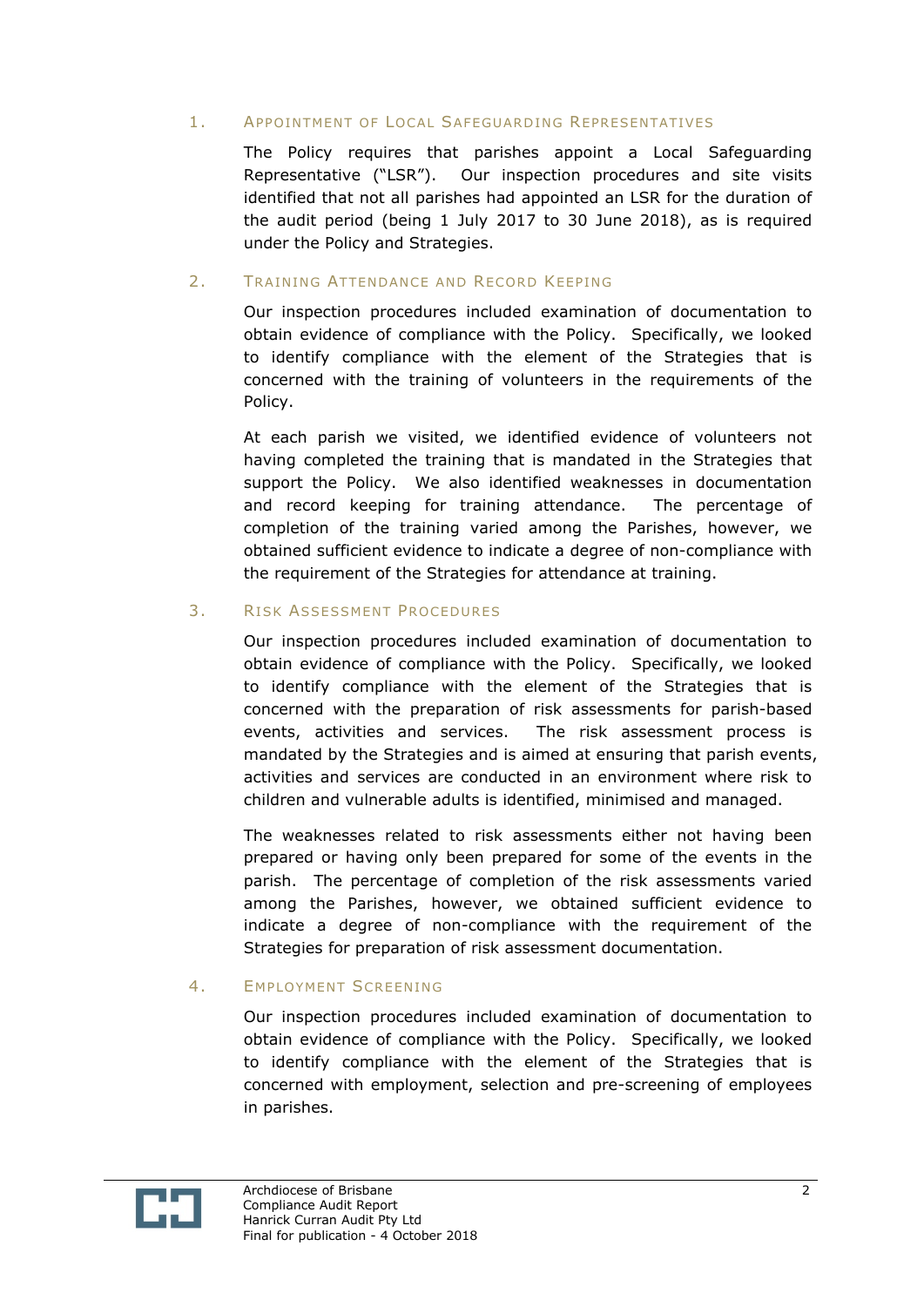## 1. Appointment of Local Safeguarding Representatives

The Policy requires that parishes appoint a Local Safeguarding Representative ("LSR"). Our inspection procedures and site visits identified that not all parishes had appointed an LSR for the duration of the audit period (being 1 July 2017 to 30 June 2018), as is required under the Policy and Strategies.

## 2. Training Attendance and Record Keeping

Our inspection procedures included examination of documentation to obtain evidence of compliance with the Policy. Specifically, we looked to identify compliance with the element of the Strategies that is concerned with the training of volunteers in the requirements of the Policy.

At each parish we visited, we identified evidence of volunteers not having completed the training that is mandated in the Strategies that support the Policy. We also identified weaknesses in documentation and record keeping for training attendance. The percentage of completion of the training varied among the Parishes, however, we obtained sufficient evidence to indicate a degree of non-compliance with the requirement of the Strategies for attendance at training.

## 3. Risk Assessment Procedures

Our inspection procedures included examination of documentation to obtain evidence of compliance with the Policy. Specifically, we looked to identify compliance with the element of the Strategies that is concerned with the preparation of risk assessments for parish-based events, activities and services. The risk assessment process is mandated by the Strategies and is aimed at ensuring that parish events, activities and services are conducted in an environment where risk to children and vulnerable adults is identified, minimised and managed.

The weaknesses related to risk assessments either not having been prepared or having only been prepared for some of the events in the parish. The percentage of completion of the risk assessments varied among the Parishes, however, we obtained sufficient evidence to indicate a degree of non-compliance with the requirement of the Strategies for preparation of risk assessment documentation.

## 4. Employment Screening

Our inspection procedures included examination of documentation to obtain evidence of compliance with the Policy. Specifically, we looked to identify compliance with the element of the Strategies that is concerned with employment, selection and pre-screening of employees in parishes.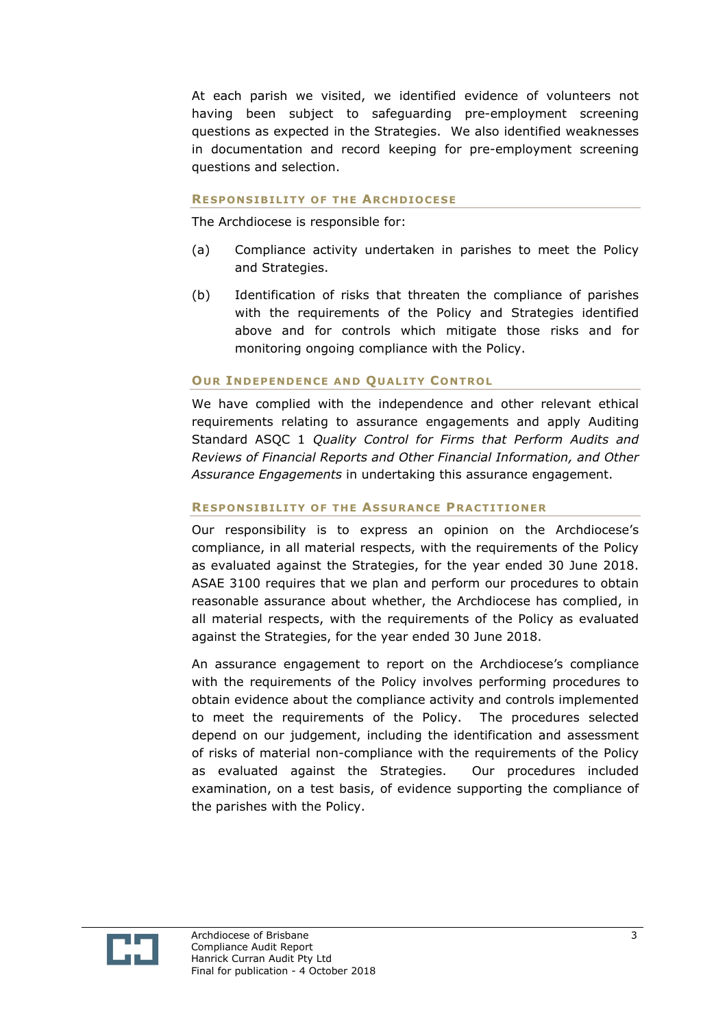At each parish we visited, we identified evidence of volunteers not having been subject to safeguarding pre-employment screening questions as expected in the Strategies. We also identified weaknesses in documentation and record keeping for pre-employment screening questions and selection.

### Responsibility of the Archdiocese

The Archdiocese is responsible for:

(a) Compliance activity undertaken in parishes to meet the Policy and Strategies.

(b) Identification of risks that threaten the compliance of parishes with the requirements of the Policy and Strategies identified above and for controls which mitigate those risks and for monitoring ongoing compliance with the Policy.

### Our Independence and Quality Control

We have complied with the independence and other relevant ethical requirements relating to assurance engagements and apply Auditing Standard ASQC 1 *Quality Control for Firms that Perform Audits and Reviews of Financial Reports and Other Financial Information, and Other Assurance Engagements* in undertaking this assurance engagement.

### Responsibility of the Assurance Practitioner

Our responsibility is to express an opinion on the Archdiocese's compliance, in all material respects, with the requirements of the Policy as evaluated against the Strategies, for the year ended 30 June 2018. ASAE 3100 requires that we plan and perform our procedures to obtain reasonable assurance about whether, the Archdiocese has complied, in all material respects, with the requirements of the Policy as evaluated against the Strategies, for the year ended 30 June 2018.

An assurance engagement to report on the Archdiocese's compliance with the requirements of the Policy involves performing procedures to obtain evidence about the compliance activity and controls implemented to meet the requirements of the Policy. The procedures selected depend on our judgement, including the identification and assessment of risks of material non-compliance with the requirements of the Policy as evaluated against the Strategies. Our procedures included examination, on a test basis, of evidence supporting the compliance of the parishes with the Policy.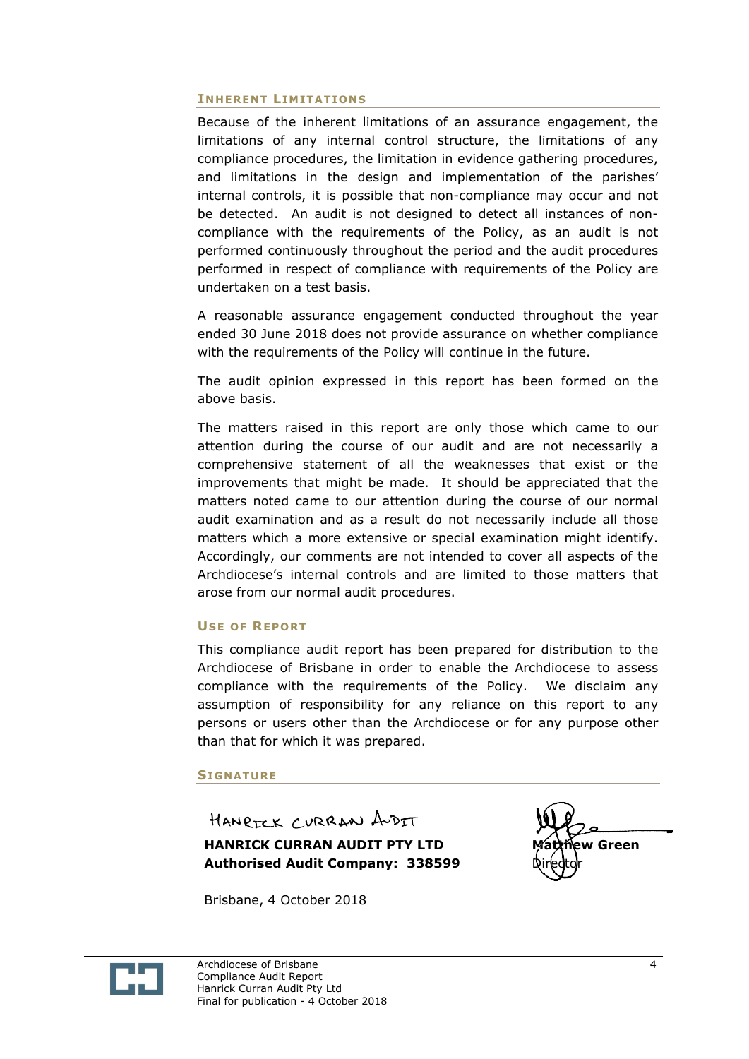## Inherent Limitations

Because of the inherent limitations of an assurance engagement, the limitations of any internal control structure, the limitations of any compliance procedures, the limitation in evidence gathering procedures, and limitations in the design and implementation of the parishes' internal controls, it is possible that non-compliance may occur and not be detected. An audit is not designed to detect all instances of non-compliance with the requirements of the Policy, as an audit is not performed continuously throughout the period and the audit procedures performed in respect of compliance with requirements of the Policy are undertaken on a test basis.

A reasonable assurance engagement conducted throughout the year ended 30 June 2018 does not provide assurance on whether compliance with the requirements of the Policy will continue in the future.

The audit opinion expressed in this report has been formed on the above basis.

The matters raised in this report are only those which came to our attention during the course of our audit and are not necessarily a comprehensive statement of all the weaknesses that exist or the improvements that might be made. It should be appreciated that the matters noted came to our attention during the course of our normal audit examination and as a result do not necessarily include all those matters which a more extensive or special examination might identify. Accordingly, our comments are not intended to cover all aspects of the Archdiocese's internal controls and are limited to those matters that arose from our normal audit procedures.

## Use of Report

This compliance audit report has been prepared for distribution to the Archdiocese of Brisbane in order to enable the Archdiocese to assess compliance with the requirements of the Policy. We disclaim any assumption of responsibility for any reliance on this report to any persons or users other than the Archdiocese or for any purpose other than that for which it was prepared.

## Signature

HANRICK CURRAN AUDIT

**HANRICK CURRAN AUDIT PTY LTD**
**Authorised Audit Company: 338599**

**Matthew Green**
Director

Brisbane, 4 October 2018